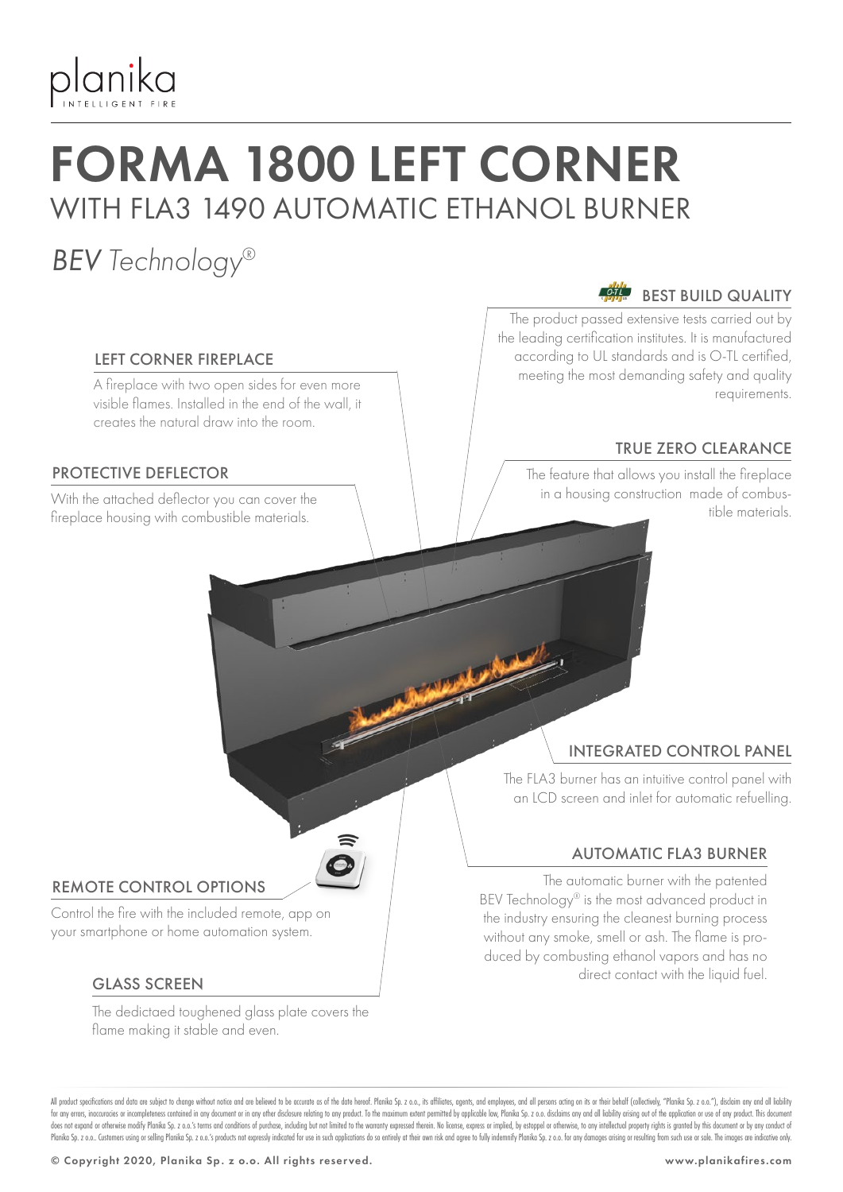planika
INTELLIGENT FIRE

# FORMA 1800 LEFT CORNER

## WITH FLA3 1490 AUTOMATIC ETHANOL BURNER

*BEV Technology®*

### LEFT CORNER FIREPLACE

A fireplace with two open sides for even more visible flames. Installed in the end of the wall, it creates the natural draw into the room.

### PROTECTIVE DEFLECTOR

With the attached deflector you can cover the fireplace housing with combustible materials.

### BEST BUILD QUALITY

The product passed extensive tests carried out by the leading certification institutes. It is manufactured according to UL standards and is O-TL certified, meeting the most demanding safety and quality requirements.

### TRUE ZERO CLEARANCE

The feature that allows you install the fireplace in a housing construction made of combustible materials.

### INTEGRATED CONTROL PANEL

The FLA3 burner has an intuitive control panel with an LCD screen and inlet for automatic refuelling.

### AUTOMATIC FLA3 BURNER

The automatic burner with the patented BEV Technology® is the most advanced product in the industry ensuring the cleanest burning process without any smoke, smell or ash. The flame is produced by combusting ethanol vapors and has no direct contact with the liquid fuel.

### REMOTE CONTROL OPTIONS

Control the fire with the included remote, app on your smartphone or home automation system.

### GLASS SCREEN

The dedictaed toughened glass plate covers the flame making it stable and even.

All product specifications and data are subject to change without notice and are believed to be accurate as of the date hereof. Planika Sp. z o.o., its affiliates, agents, and employees, and all persons acting on its or their behalf (collectively, "Planika Sp. z o.o."), disclaim any and all liability for any errors, inaccuracies or incompleteness contained in any document or in any other disclosure relating to any product. To the maximum extent permitted by applicable law, Planika Sp. z o.o. disclaims any and all liability arising out of the application or use of any product. This document does not expand or otherwise modify Planika Sp. z o.o.'s terms and conditions of purchase, including but not limited to the warranty expressed therein. No license, express or implied, by estoppel or otherwise, to any intellectual property rights is granted by this document or by any conduct of Planika Sp. z o.o.. Customers using or selling Planika Sp. z o.o.'s products not expressly indicated for use in such applications do so entirely at their own risk and agree to fully indemnify Planika Sp. z o.o. for any damages arising or resulting from such use or sale. The images are indicative only.

© Copyright 2020, Planika Sp. z o.o. All rights reserved. www.planikafires.com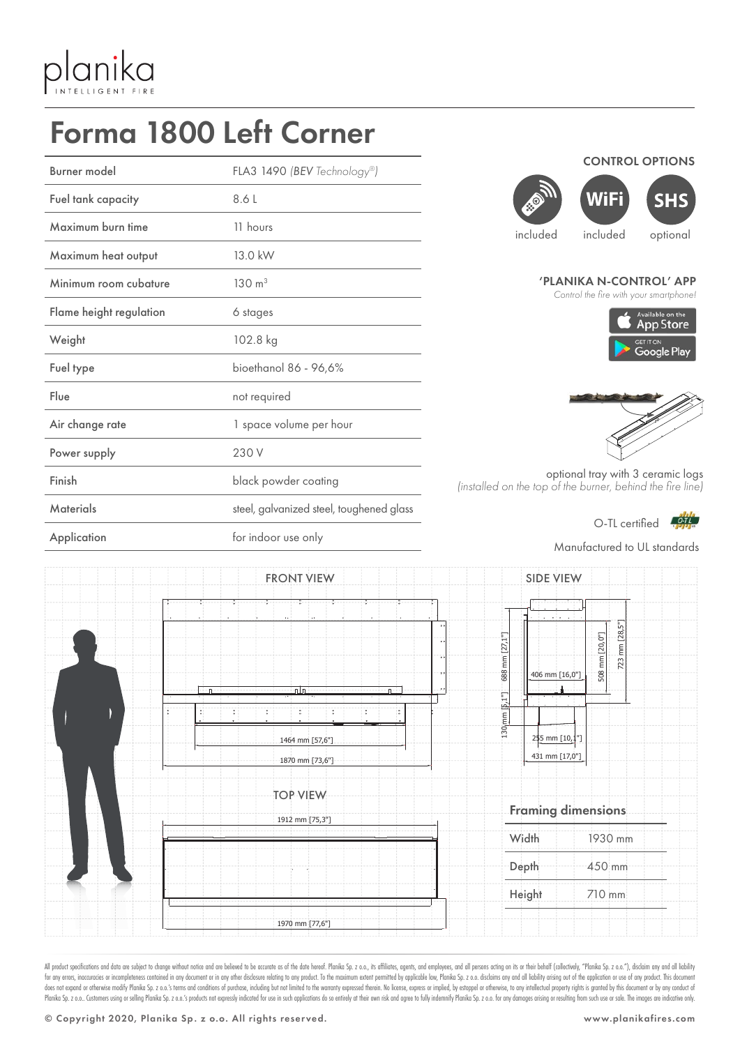planika
INTELLIGENT FIRE

# Forma 1800 Left Corner

| | |
|---|---|
| Burner model | FLA3 1490 *(BEV Technology®)* |
| Fuel tank capacity | 8.6 L |
| Maximum burn time | 11 hours |
| Maximum heat output | 13.0 kW |
| Minimum room cubature | 130 $m^3$ |
| Flame height regulation | 6 stages |
| Weight | 102.8 kg |
| Fuel type | bioethanol 86 - 96,6% |
| Flue | not required |
| Air change rate | 1 space volume per hour |
| Power supply | 230 V |
| Finish | black powder coating |
| Materials | steel, galvanized steel, toughened glass |
| Application | for indoor use only |

## CONTROL OPTIONS

included | WiFi included | SHS optional

## 'PLANIKA N-CONTROL' APP

*Control the fire with your smartphone!*

Available on the App Store | GET IT ON Google Play

optional tray with 3 ceramic logs
*(installed on the top of the burner, behind the fire line)*

O-TL certified

Manufactured to UL standards

FRONT VIEW

1464 mm [57,6"]
1870 mm [73,6"]

SIDE VIEW

688 mm [27,1"]
130 mm [5,1"]
406 mm [16,0"]
508 mm [20,0"]
723 mm [28,5"]
255 mm [10,1"]
431 mm [17,0"]

TOP VIEW

1912 mm [75,3"]
1970 mm [77,6"]

## Framing dimensions

| | |
|---|---|
| Width | 1930 mm |
| Depth | 450 mm |
| Height | 710 mm |

All product specifications and data are subject to change without notice and are believed to be accurate as of the date hereof. Planika Sp. z o.o., its affiliates, agents, and employees, and all persons acting on its or their behalf (collectively, "Planika Sp. z o.o."), disclaim any and all liability for any errors, inaccuracies or incompleteness contained in any document or in any other disclosure relating to any product. To the maximum extent permitted by applicable law, Planika Sp. z o.o. disclaims any and all liability arising out of the application or use of any product. This document does not expand or otherwise modify Planika Sp. z o.o.'s terms and conditions of purchase, including but not limited to the warranty expressed therein. No license, express or implied, by estoppel or otherwise, to any intellectual property rights is granted by this document or by any conduct of Planika Sp. z o.o.. Customers using or selling Planika Sp. z o.o.'s products not expressly indicated for use in such applications do so entirely at their own risk and agree to fully indemnify Planika Sp. z o.o. for any damages arising or resulting from such use or sale. The images are indicative only.

© Copyright 2020, Planika Sp. z o.o. All rights reserved. www.planikafires.com